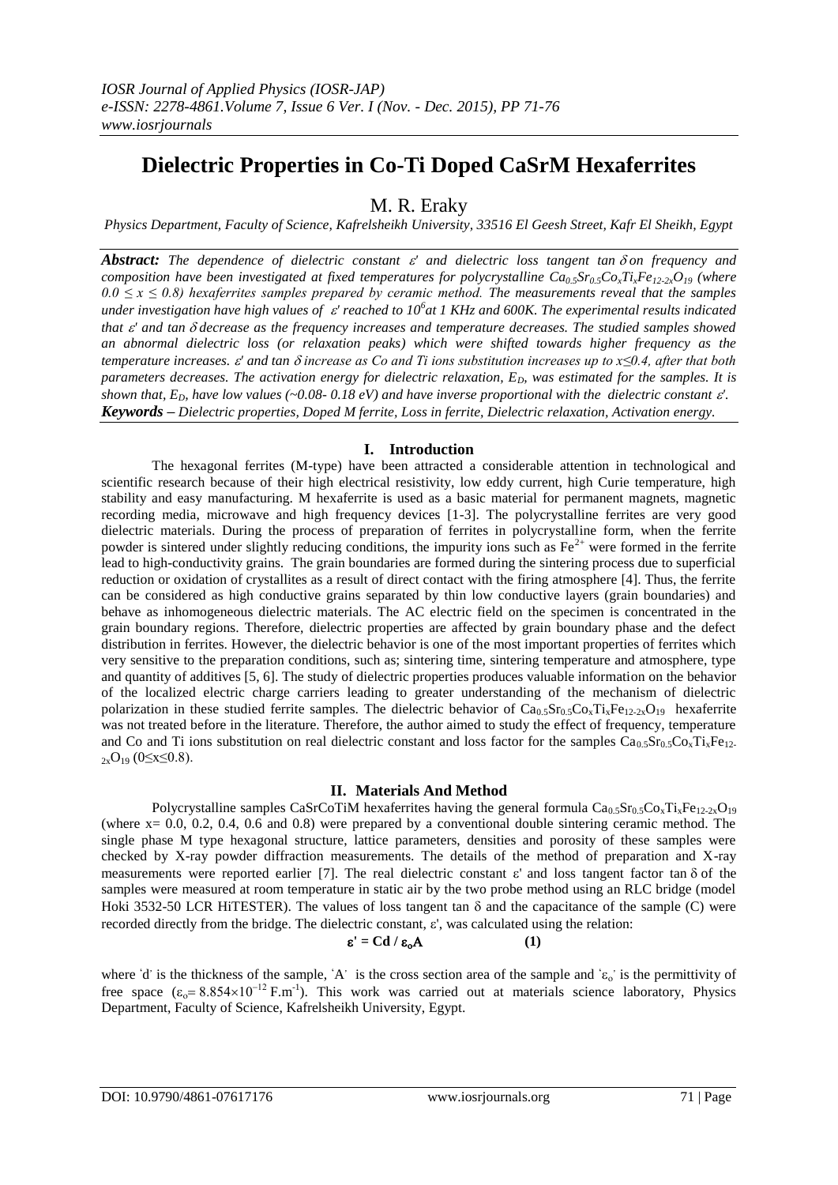# Dielectric Properties in Co-Ti Doped CaSrM Hexaferrites

M. R. Eraky

*Physics Department, Faculty of Science, Kafrelsheikh University, 33516 El Geesh Street, Kafr El Sheikh, Egypt*

***Abstract:*** *The dependence of dielectric constant ε′ and dielectric loss tangent tan δ on frequency and composition have been investigated at fixed temperatures for polycrystalline $Ca_{0.5}Sr_{0.5}Co_xTi_xFe_{12-2x}O_{19}$ (where $0.0 \leq x \leq 0.8$) hexaferrites samples prepared by ceramic method. The measurements reveal that the samples under investigation have high values of ε′ reached to $10^6$ at 1 KHz and 600K. The experimental results indicated that ε′ and tan δ decrease as the frequency increases and temperature decreases. The studied samples showed an abnormal dielectric loss (or relaxation peaks) which were shifted towards higher frequency as the temperature increases. ε′ and tan δ increase as Co and Ti ions substitution increases up to $x \leq 0.4$, after that both parameters decreases. The activation energy for dielectric relaxation, $E_D$, was estimated for the samples. It is shown that, $E_D$, have low values (~0.08- 0.18 eV) and have inverse proportional with the dielectric constant ε′.*

***Keywords*** *– Dielectric properties, Doped M ferrite, Loss in ferrite, Dielectric relaxation, Activation energy.*

## I. Introduction

The hexagonal ferrites (M-type) have been attracted a considerable attention in technological and scientific research because of their high electrical resistivity, low eddy current, high Curie temperature, high stability and easy manufacturing. M hexaferrite is used as a basic material for permanent magnets, magnetic recording media, microwave and high frequency devices [1-3]. The polycrystalline ferrites are very good dielectric materials. During the process of preparation of ferrites in polycrystalline form, when the ferrite powder is sintered under slightly reducing conditions, the impurity ions such as $Fe^{2+}$ were formed in the ferrite lead to high-conductivity grains. The grain boundaries are formed during the sintering process due to superficial reduction or oxidation of crystallites as a result of direct contact with the firing atmosphere [4]. Thus, the ferrite can be considered as high conductive grains separated by thin low conductive layers (grain boundaries) and behave as inhomogeneous dielectric materials. The AC electric field on the specimen is concentrated in the grain boundary regions. Therefore, dielectric properties are affected by grain boundary phase and the defect distribution in ferrites. However, the dielectric behavior is one of the most important properties of ferrites which very sensitive to the preparation conditions, such as; sintering time, sintering temperature and atmosphere, type and quantity of additives [5, 6]. The study of dielectric properties produces valuable information on the behavior of the localized electric charge carriers leading to greater understanding of the mechanism of dielectric polarization in these studied ferrite samples. The dielectric behavior of $Ca_{0.5}Sr_{0.5}Co_xTi_xFe_{12-2x}O_{19}$ hexaferrite was not treated before in the literature. Therefore, the author aimed to study the effect of frequency, temperature and Co and Ti ions substitution on real dielectric constant and loss factor for the samples $Ca_{0.5}Sr_{0.5}Co_xTi_xFe_{12-2x}O_{19}$ ($0 \leq x \leq 0.8$).

## II. Materials And Method

Polycrystalline samples CaSrCoTiM hexaferrites having the general formula $Ca_{0.5}Sr_{0.5}Co_xTi_xFe_{12-2x}O_{19}$ (where x= 0.0, 0.2, 0.4, 0.6 and 0.8) were prepared by a conventional double sintering ceramic method. The single phase M type hexagonal structure, lattice parameters, densities and porosity of these samples were checked by X-ray powder diffraction measurements. The details of the method of preparation and X-ray measurements were reported earlier [7]. The real dielectric constant ε′ and loss tangent factor tan δ of the samples were measured at room temperature in static air by the two probe method using an RLC bridge (model Hoki 3532-50 LCR HiTESTER). The values of loss tangent tan δ and the capacitance of the sample (C) were recorded directly from the bridge. The dielectric constant, ε′, was calculated using the relation:

$$\varepsilon' = Cd / \varepsilon_o A \qquad (1)$$

where 'd' is the thickness of the sample, 'A' is the cross section area of the sample and '$\varepsilon_o$' is the permittivity of free space ($\varepsilon_o = 8.854\times10^{-12}$ F.m$^{-1}$). This work was carried out at materials science laboratory, Physics Department, Faculty of Science, Kafrelsheikh University, Egypt.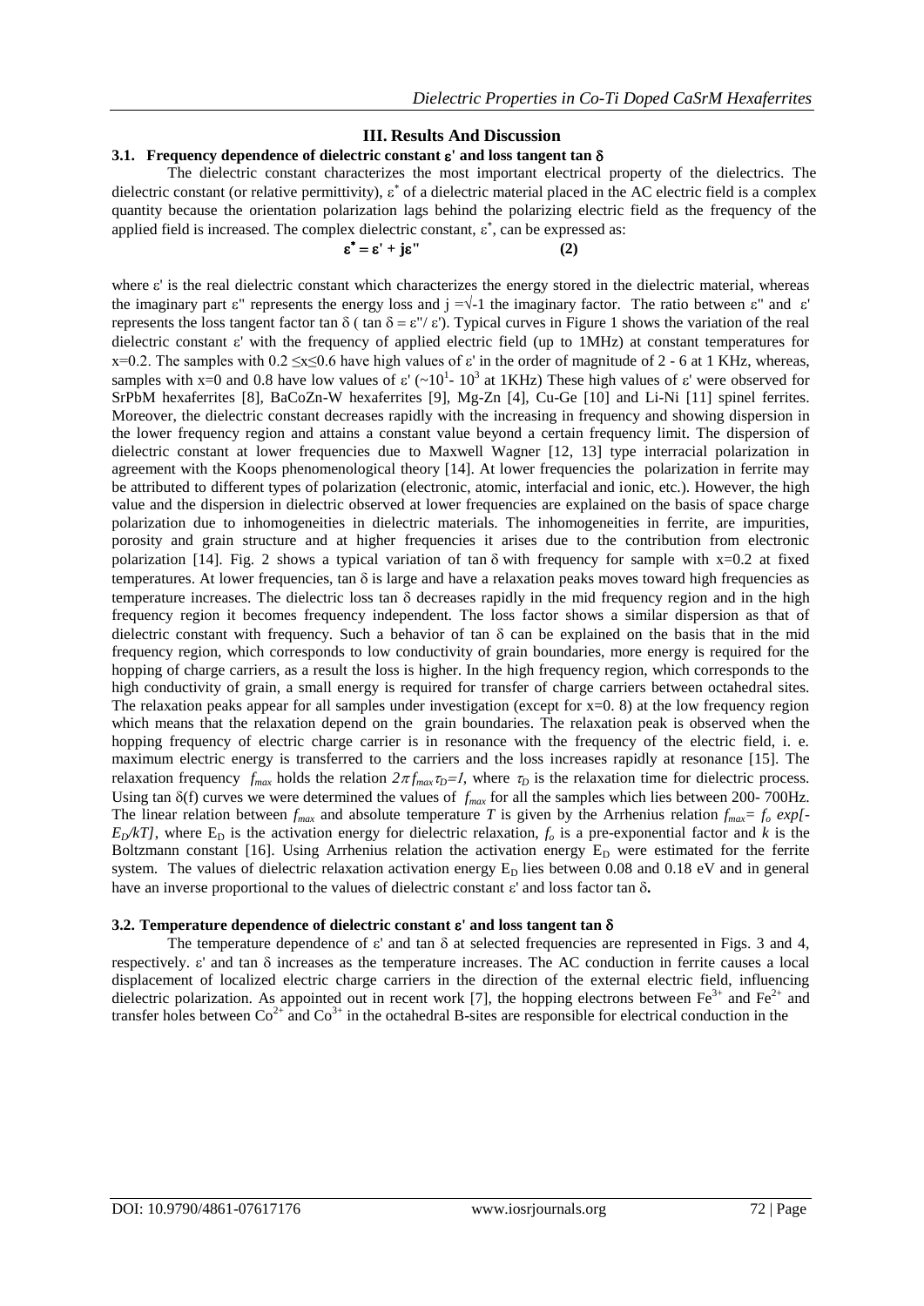## III. Results And Discussion

### 3.1. Frequency dependence of dielectric constant ε' and loss tangent tan δ

The dielectric constant characterizes the most important electrical property of the dielectrics. The dielectric constant (or relative permittivity), $\varepsilon^*$ of a dielectric material placed in the AC electric field is a complex quantity because the orientation polarization lags behind the polarizing electric field as the frequency of the applied field is increased. The complex dielectric constant, $\varepsilon^*$, can be expressed as:

$$\varepsilon^* = \varepsilon' + j\varepsilon'' \qquad (2)$$

where ε' is the real dielectric constant which characterizes the energy stored in the dielectric material, whereas the imaginary part ε'' represents the energy loss and $j = \sqrt{-1}$ the imaginary factor. The ratio between ε'' and ε' represents the loss tangent factor tan δ ( $\tan\delta = \varepsilon''/\varepsilon'$). Typical curves in Figure 1 shows the variation of the real dielectric constant ε' with the frequency of applied electric field (up to 1MHz) at constant temperatures for x=0.2. The samples with $0.2 \leq x \leq 0.6$ have high values of ε' in the order of magnitude of 2 - 6 at 1 KHz, whereas, samples with x=0 and 0.8 have low values of ε' ($\sim 10^1$- $10^3$ at 1KHz) These high values of ε' were observed for SrPbM hexaferrites [8], BaCoZn-W hexaferrites [9], Mg-Zn [4], Cu-Ge [10] and Li-Ni [11] spinel ferrites. Moreover, the dielectric constant decreases rapidly with the increasing in frequency and showing dispersion in the lower frequency region and attains a constant value beyond a certain frequency limit. The dispersion of dielectric constant at lower frequencies due to Maxwell Wagner [12, 13] type interracial polarization in agreement with the Koops phenomenological theory [14]. At lower frequencies the polarization in ferrite may be attributed to different types of polarization (electronic, atomic, interfacial and ionic, etc.). However, the high value and the dispersion in dielectric observed at lower frequencies are explained on the basis of space charge polarization due to inhomogeneities in dielectric materials. The inhomogeneities in ferrite, are impurities, porosity and grain structure and at higher frequencies it arises due to the contribution from electronic polarization [14]. Fig. 2 shows a typical variation of tan δ with frequency for sample with x=0.2 at fixed temperatures. At lower frequencies, tan δ is large and have a relaxation peaks moves toward high frequencies as temperature increases. The dielectric loss tan δ decreases rapidly in the mid frequency region and in the high frequency region it becomes frequency independent. The loss factor shows a similar dispersion as that of dielectric constant with frequency. Such a behavior of tan δ can be explained on the basis that in the mid frequency region, which corresponds to low conductivity of grain boundaries, more energy is required for the hopping of charge carriers, as a result the loss is higher. In the high frequency region, which corresponds to the high conductivity of grain, a small energy is required for transfer of charge carriers between octahedral sites. The relaxation peaks appear for all samples under investigation (except for x=0. 8) at the low frequency region which means that the relaxation depend on the grain boundaries. The relaxation peak is observed when the hopping frequency of electric charge carrier is in resonance with the frequency of the electric field, i. e. maximum electric energy is transferred to the carriers and the loss increases rapidly at resonance [15]. The relaxation frequency $f_{max}$ holds the relation $2\pi f_{max}\tau_D=1$, where $\tau_D$ is the relaxation time for dielectric process. Using tan δ(f) curves we were determined the values of $f_{max}$ for all the samples which lies between 200- 700Hz. The linear relation between $f_{max}$ and absolute temperature $T$ is given by the Arrhenius relation $f_{max}= f_o \exp[-E_D/kT]$, where $E_D$ is the activation energy for dielectric relaxation, $f_o$ is a pre-exponential factor and $k$ is the Boltzmann constant [16]. Using Arrhenius relation the activation energy $E_D$ were estimated for the ferrite system. The values of dielectric relaxation activation energy $E_D$ lies between 0.08 and 0.18 eV and in general have an inverse proportional to the values of dielectric constant ε' and loss factor tan δ**.**

### 3.2. Temperature dependence of dielectric constant ε' and loss tangent tan δ

The temperature dependence of ε' and tan δ at selected frequencies are represented in Figs. 3 and 4, respectively. ε' and tan δ increases as the temperature increases. The AC conduction in ferrite causes a local displacement of localized electric charge carriers in the direction of the external electric field, influencing dielectric polarization. As appointed out in recent work [7], the hopping electrons between $Fe^{3+}$ and $Fe^{2+}$ and transfer holes between $Co^{2+}$ and $Co^{3+}$ in the octahedral B-sites are responsible for electrical conduction in the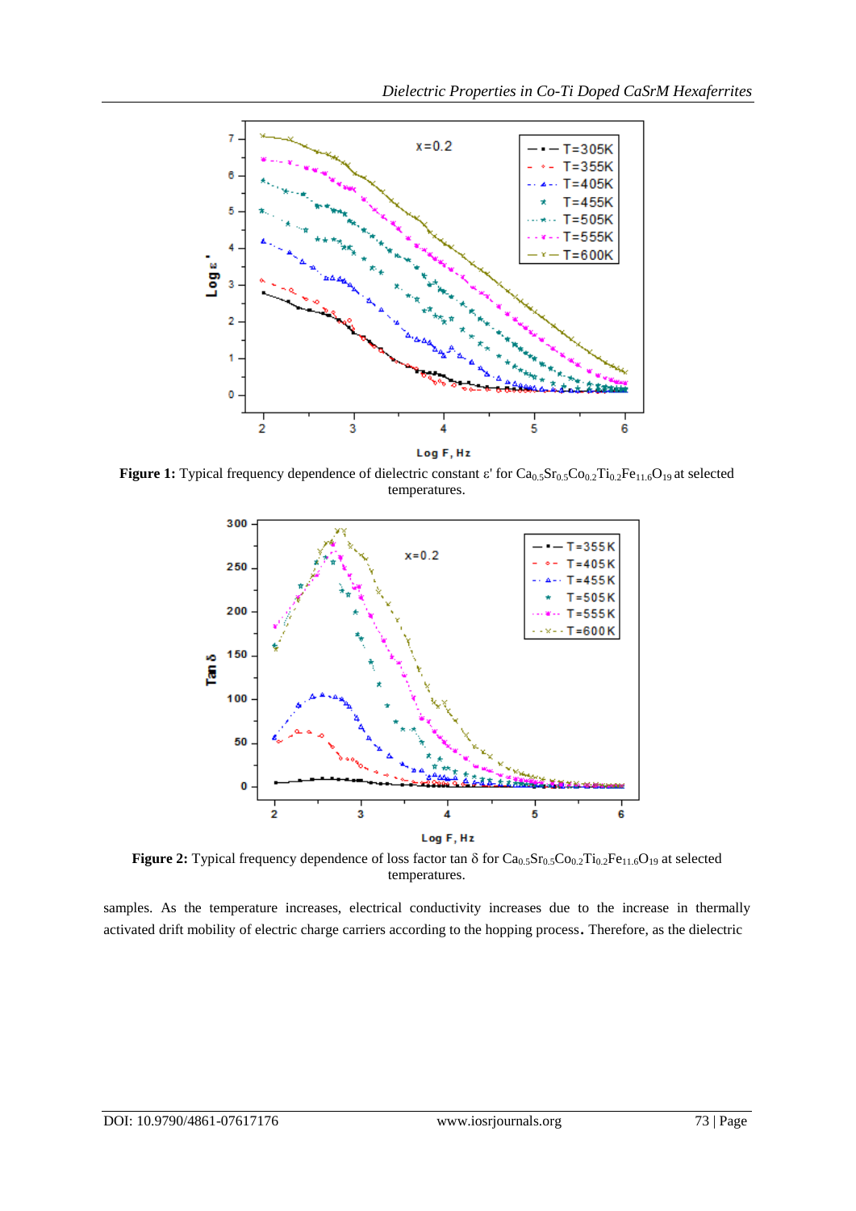**Figure 1:** Typical frequency dependence of dielectric constant ε' for $Ca_{0.5}Sr_{0.5}Co_{0.2}Ti_{0.2}Fe_{11.6}O_{19}$ at selected temperatures.

**Figure 2:** Typical frequency dependence of loss factor tan δ for $Ca_{0.5}Sr_{0.5}Co_{0.2}Ti_{0.2}Fe_{11.6}O_{19}$ at selected temperatures.

samples. As the temperature increases, electrical conductivity increases due to the increase in thermally activated drift mobility of electric charge carriers according to the hopping process**.** Therefore, as the dielectric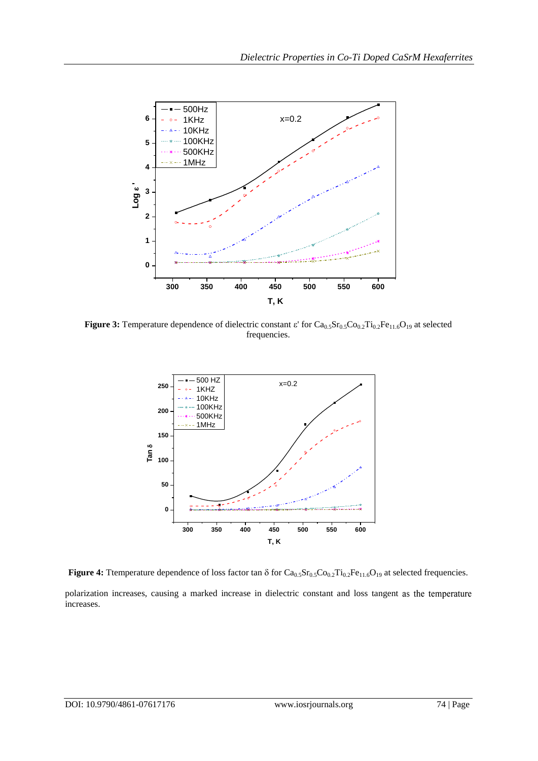**Figure 3:** Temperature dependence of dielectric constant ε' for $Ca_{0.5}Sr_{0.5}Co_{0.2}Ti_{0.2}Fe_{11.6}O_{19}$ at selected frequencies.

**Figure 4:** Ttemperature dependence of loss factor tan δ for $Ca_{0.5}Sr_{0.5}Co_{0.2}Ti_{0.2}Fe_{11.6}O_{19}$ at selected frequencies.

polarization increases, causing a marked increase in dielectric constant and loss tangent as the temperature increases.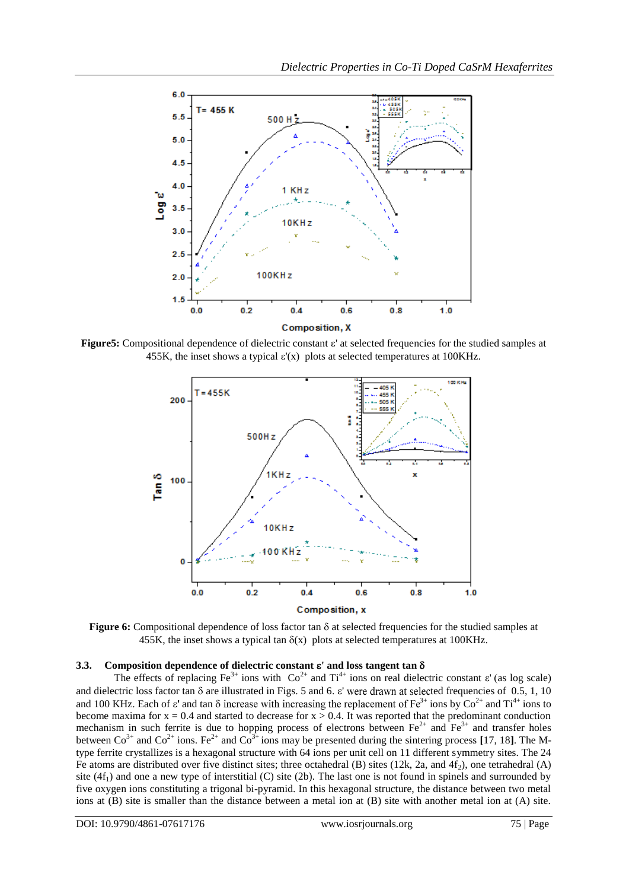**Figure5:** Compositional dependence of dielectric constant ε' at selected frequencies for the studied samples at 455K, the inset shows a typical ε'(x) plots at selected temperatures at 100KHz.

**Figure 6:** Compositional dependence of loss factor tan δ at selected frequencies for the studied samples at 455K, the inset shows a typical tan δ(x) plots at selected temperatures at 100KHz.

### 3.3. Composition dependence of dielectric constant ε' and loss tangent tan δ

The effects of replacing $Fe^{3+}$ ions with $Co^{2+}$ and $Ti^{4+}$ ions on real dielectric constant ε' (as log scale) and dielectric loss factor tan δ are illustrated in Figs. 5 and 6. ε' were drawn at selected frequencies of 0.5, 1, 10 and 100 KHz. Each of ε' and tan δ increase with increasing the replacement of $Fe^{3+}$ ions by $Co^{2+}$ and $Ti^{4+}$ ions to become maxima for x = 0.4 and started to decrease for x > 0.4. It was reported that the predominant conduction mechanism in such ferrite is due to hopping process of electrons between $Fe^{2+}$ and $Fe^{3+}$ and transfer holes between $Co^{3+}$ and $Co^{2+}$ ions. $Fe^{2+}$ and $Co^{3+}$ ions may be presented during the sintering process [17, 18]. The M-type ferrite crystallizes is a hexagonal structure with 64 ions per unit cell on 11 different symmetry sites. The 24 Fe atoms are distributed over five distinct sites; three octahedral (B) sites (12k, 2a, and $4f_2$), one tetrahedral (A) site ($4f_1$) and one a new type of interstitial (C) site (2b). The last one is not found in spinels and surrounded by five oxygen ions constituting a trigonal bi-pyramid. In this hexagonal structure, the distance between two metal ions at (B) site is smaller than the distance between a metal ion at (B) site with another metal ion at (A) site.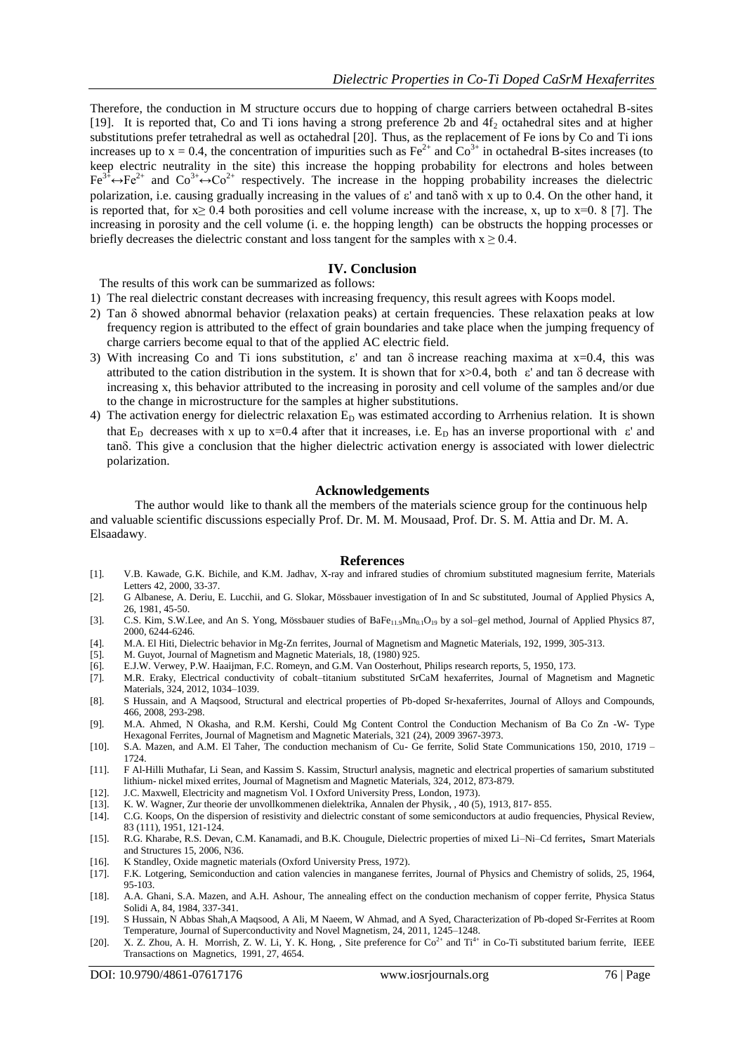Therefore, the conduction in M structure occurs due to hopping of charge carriers between octahedral B-sites [19]. It is reported that, Co and Ti ions having a strong preference 2b and $4f_2$ octahedral sites and at higher substitutions prefer tetrahedral as well as octahedral [20]. Thus, as the replacement of Fe ions by Co and Ti ions increases up to x = 0.4, the concentration of impurities such as $Fe^{2+}$ and $Co^{3+}$ in octahedral B-sites increases (to keep electric neutrality in the site) this increase the hopping probability for electrons and holes between $Fe^{3+} \leftrightarrow Fe^{2+}$ and $Co^{3+} \leftrightarrow Co^{2+}$ respectively. The increase in the hopping probability increases the dielectric polarization, i.e. causing gradually increasing in the values of ε' and tanδ with x up to 0.4. On the other hand, it is reported that, for x≥ 0.4 both porosities and cell volume increase with the increase, x, up to x=0. 8 [7]. The increasing in porosity and the cell volume (i. e. the hopping length) can be obstructs the hopping processes or briefly decreases the dielectric constant and loss tangent for the samples with x ≥ 0.4.

## IV. Conclusion

The results of this work can be summarized as follows:

1) The real dielectric constant decreases with increasing frequency, this result agrees with Koops model.
2) Tan δ showed abnormal behavior (relaxation peaks) at certain frequencies. These relaxation peaks at low frequency region is attributed to the effect of grain boundaries and take place when the jumping frequency of charge carriers become equal to that of the applied AC electric field.
3) With increasing Co and Ti ions substitution, ε' and tan δ increase reaching maxima at x=0.4, this was attributed to the cation distribution in the system. It is shown that for x>0.4, both ε' and tan δ decrease with increasing x, this behavior attributed to the increasing in porosity and cell volume of the samples and/or due to the change in microstructure for the samples at higher substitutions.
4) The activation energy for dielectric relaxation $E_D$ was estimated according to Arrhenius relation. It is shown that $E_D$ decreases with x up to x=0.4 after that it increases, i.e. $E_D$ has an inverse proportional with ε' and tanδ. This give a conclusion that the higher dielectric activation energy is associated with lower dielectric polarization.

## Acknowledgements

The author would like to thank all the members of the materials science group for the continuous help and valuable scientific discussions especially Prof. Dr. M. M. Mousaad, Prof. Dr. S. M. Attia and Dr. M. A. Elsaadawy.

## References

[1]. V.B. Kawade, G.K. Bichile, and K.M. Jadhav, X-ray and infrared studies of chromium substituted magnesium ferrite, Materials Letters 42, 2000, 33-37.

[2]. G Albanese, A. Deriu, E. Lucchii, and G. Slokar, Mössbauer investigation of In and Sc substituted, Journal of Applied Physics A, 26, 1981, 45-50.

[3]. C.S. Kim, S.W.Lee, and An S. Yong, Mössbauer studies of $BaFe_{11.9}Mn_{0.1}O_{19}$ by a sol–gel method, Journal of Applied Physics 87, 2000, 6244-6246.

[4]. M.A. El Hiti, Dielectric behavior in Mg-Zn ferrites, Journal of Magnetism and Magnetic Materials, 192, 1999, 305-313.

[5]. M. Guyot, Journal of Magnetism and Magnetic Materials, 18, (1980) 925.

[6]. E.J.W. Verwey, P.W. Haaijman, F.C. Romeyn, and G.M. Van Oosterhout, Philips research reports, 5, 1950, 173.

[7]. M.R. Eraky, Electrical conductivity of cobalt–titanium substituted SrCaM hexaferrites, Journal of Magnetism and Magnetic Materials, 324, 2012, 1034–1039.

[8]. S Hussain, and A Maqsood, Structural and electrical properties of Pb-doped Sr-hexaferrites, Journal of Alloys and Compounds, 466, 2008, 293-298.

[9]. M.A. Ahmed, N Okasha, and R.M. Kershi, Could Mg Content Control the Conduction Mechanism of Ba Co Zn -W- Type Hexagonal Ferrites, Journal of Magnetism and Magnetic Materials, 321 (24), 2009 3967-3973.

[10]. S.A. Mazen, and A.M. El Taher, The conduction mechanism of Cu- Ge ferrite, Solid State Communications 150, 2010, 1719 – 1724.

[11]. F Al-Hilli Muthafar, Li Sean, and Kassim S. Kassim, Structurl analysis, magnetic and electrical properties of samarium substituted lithium- nickel mixed errites, Journal of Magnetism and Magnetic Materials, 324, 2012, 873-879.

[12]. J.C. Maxwell, Electricity and magnetism Vol. I Oxford University Press, London, 1973).

[13]. K. W. Wagner, Zur theorie der unvollkommenen dielektrika, Annalen der Physik, , 40 (5), 1913, 817- 855.

[14]. C.G. Koops, On the dispersion of resistivity and dielectric constant of some semiconductors at audio frequencies, Physical Review, 83 (111), 1951, 121-124.

[15]. R.G. Kharabe, R.S. Devan, C.M. Kanamadi, and B.K. Chougule, Dielectric properties of mixed Li–Ni–Cd ferrites**,** Smart Materials and Structures 15, 2006, N36.

[16]. K Standley, Oxide magnetic materials (Oxford University Press, 1972).

[17]. F.K. Lotgering, Semiconduction and cation valencies in manganese ferrites, Journal of Physics and Chemistry of solids, 25, 1964, 95-103.

[18]. A.A. Ghani, S.A. Mazen, and A.H. Ashour, The annealing effect on the conduction mechanism of copper ferrite, Physica Status Solidi A, 84, 1984, 337-341.

[19]. S Hussain, N Abbas Shah,A Maqsood, A Ali, M Naeem, W Ahmad, and A Syed, Characterization of Pb-doped Sr-Ferrites at Room Temperature, Journal of Superconductivity and Novel Magnetism, 24, 2011, 1245–1248.

[20]. X. Z. Zhou, A. H. Morrish, Z. W. Li, Y. K. Hong, , Site preference for $Co^{2+}$ and $Ti^{4+}$ in Co-Ti substituted barium ferrite, IEEE Transactions on Magnetics, 1991, 27, 4654.